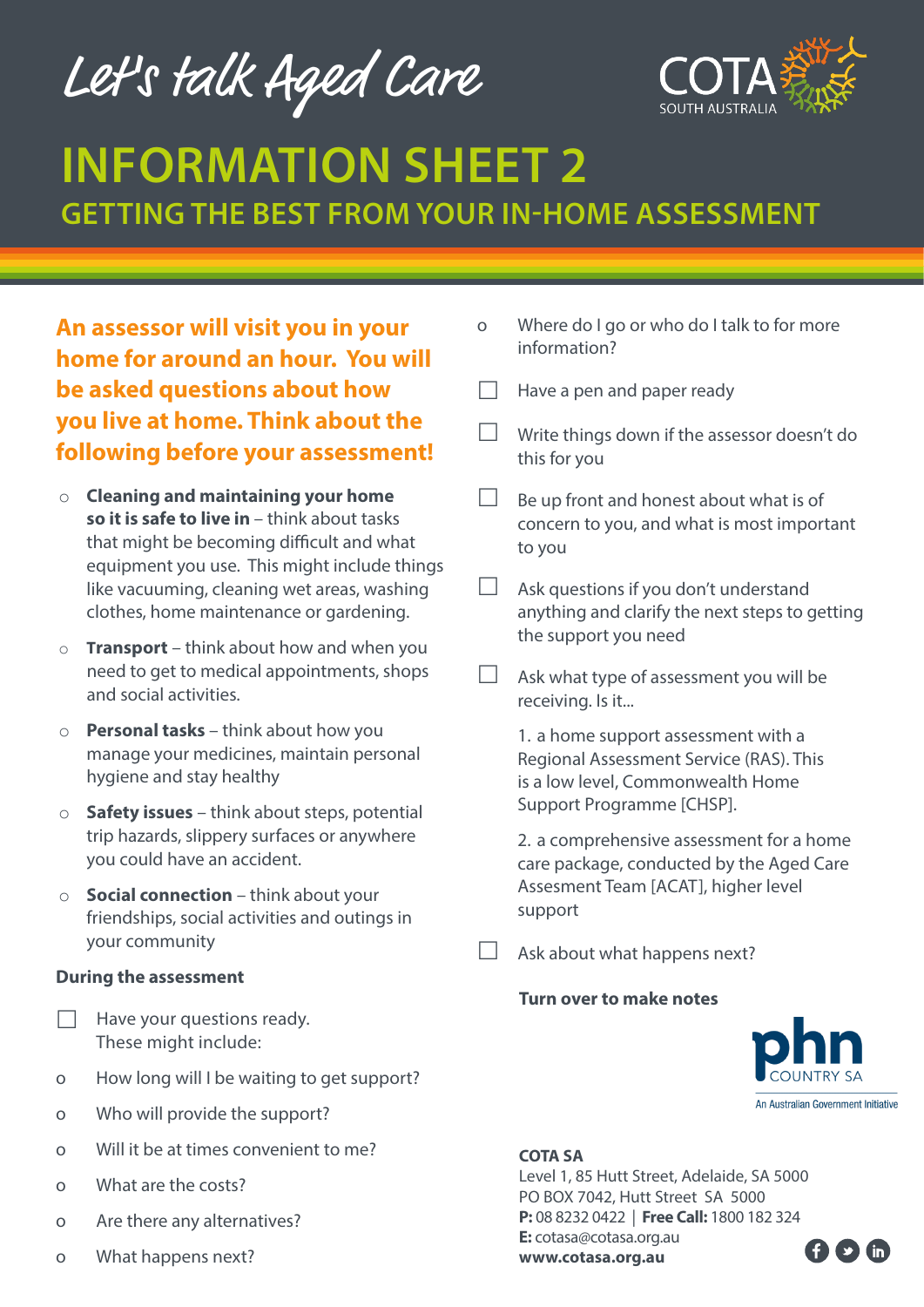Let's talk Aged Care

COTA SOUTH AUSTRALIA

# INFORMATION SHEET 2

## GETTING THE BEST FROM YOUR IN-HOME ASSESSMENT

**An assessor will visit you in your home for around an hour. You will be asked questions about how you live at home. Think about the following before your assessment!**

- **Cleaning and maintaining your home so it is safe to live in** – think about tasks that might be becoming difficult and what equipment you use. This might include things like vacuuming, cleaning wet areas, washing clothes, home maintenance or gardening.
- **Transport** – think about how and when you need to get to medical appointments, shops and social activities.
- **Personal tasks** – think about how you manage your medicines, maintain personal hygiene and stay healthy
- **Safety issues** – think about steps, potential trip hazards, slippery surfaces or anywhere you could have an accident.
- **Social connection** – think about your friendships, social activities and outings in your community

### During the assessment

- [ ] Have your questions ready. These might include:
  - How long will I be waiting to get support?
  - Who will provide the support?
  - Will it be at times convenient to me?
  - What are the costs?
  - Are there any alternatives?
  - What happens next?
  - Where do I go or who do I talk to for more information?
- [ ] Have a pen and paper ready
- [ ] Write things down if the assessor doesn't do this for you
- [ ] Be up front and honest about what is of concern to you, and what is most important to you
- [ ] Ask questions if you don't understand anything and clarify the next steps to getting the support you need
- [ ] Ask what type of assessment you will be receiving. Is it...

  1. a home support assessment with a Regional Assessment Service (RAS). This is a low level, Commonwealth Home Support Programme [CHSP].

  2. a comprehensive assessment for a home care package, conducted by the Aged Care Assesment Team [ACAT], higher level support
- [ ] Ask about what happens next?

**Turn over to make notes**

phn COUNTRY SA
An Australian Government Initiative

**COTA SA**
Level 1, 85 Hutt Street, Adelaide, SA 5000
PO BOX 7042, Hutt Street SA 5000
**P:** 08 8232 0422 | **Free Call:** 1800 182 324
**E:** cotasa@cotasa.org.au
**www.cotasa.org.au**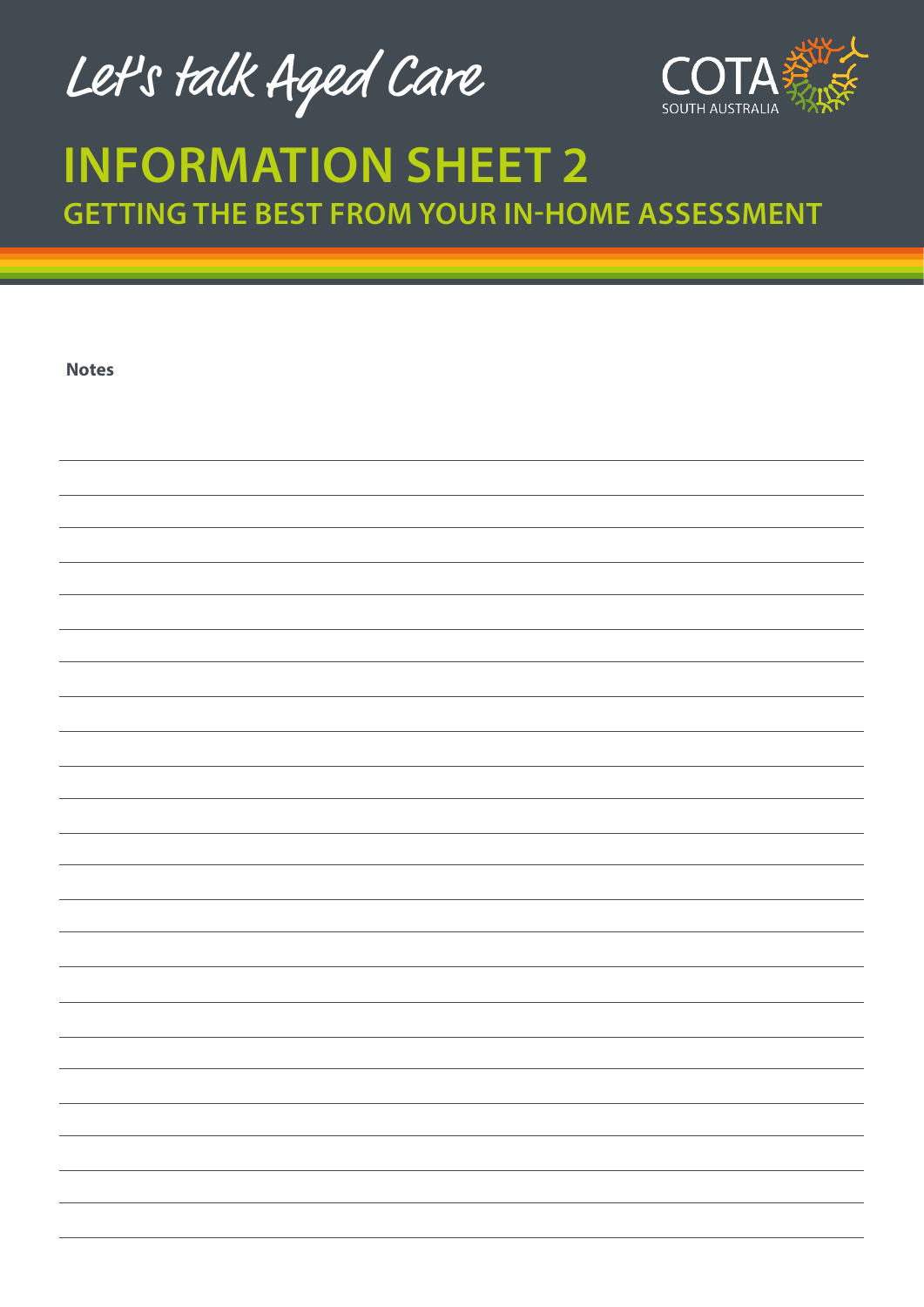Let's talk Aged Care

COTA SOUTH AUSTRALIA

# INFORMATION SHEET 2

## GETTING THE BEST FROM YOUR IN-HOME ASSESSMENT

**Notes**